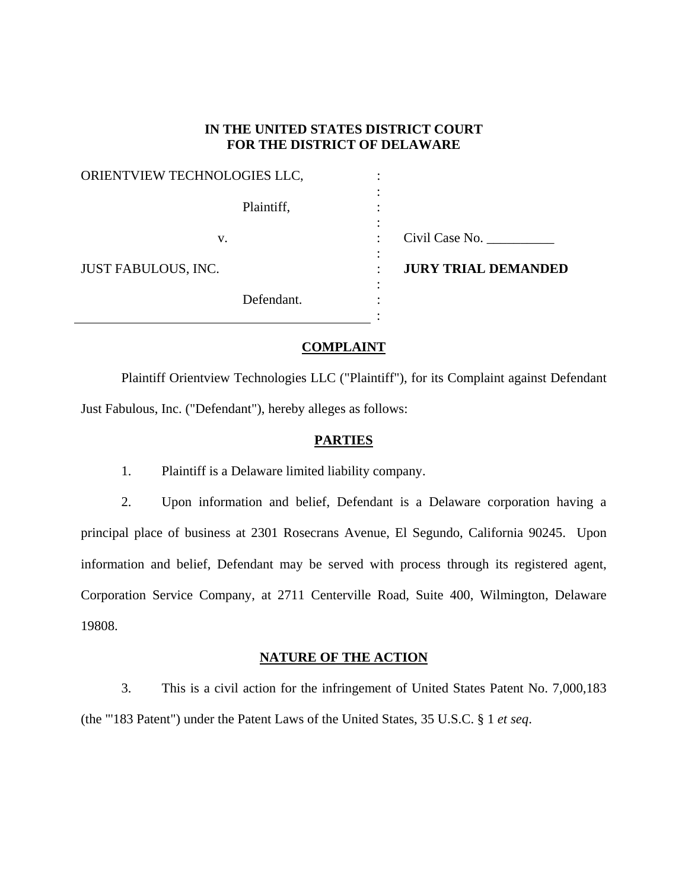**IN THE UNITED STATES DISTRICT COURT**
**FOR THE DISTRICT OF DELAWARE**

| | | |
|---|---|---|
| ORIENTVIEW TECHNOLOGIES LLC, | : | |
| Plaintiff, | : | |
| v. | : | Civil Case No. __________ |
| JUST FABULOUS, INC. | : | **JURY TRIAL DEMANDED** |
| Defendant. | : | |

## COMPLAINT

Plaintiff Orientview Technologies LLC ("Plaintiff"), for its Complaint against Defendant Just Fabulous, Inc. ("Defendant"), hereby alleges as follows:

## PARTIES

1. Plaintiff is a Delaware limited liability company.

2. Upon information and belief, Defendant is a Delaware corporation having a principal place of business at 2301 Rosecrans Avenue, El Segundo, California 90245. Upon information and belief, Defendant may be served with process through its registered agent, Corporation Service Company, at 2711 Centerville Road, Suite 400, Wilmington, Delaware 19808.

## NATURE OF THE ACTION

3. This is a civil action for the infringement of United States Patent No. 7,000,183 (the "'183 Patent") under the Patent Laws of the United States, 35 U.S.C. § 1 *et seq*.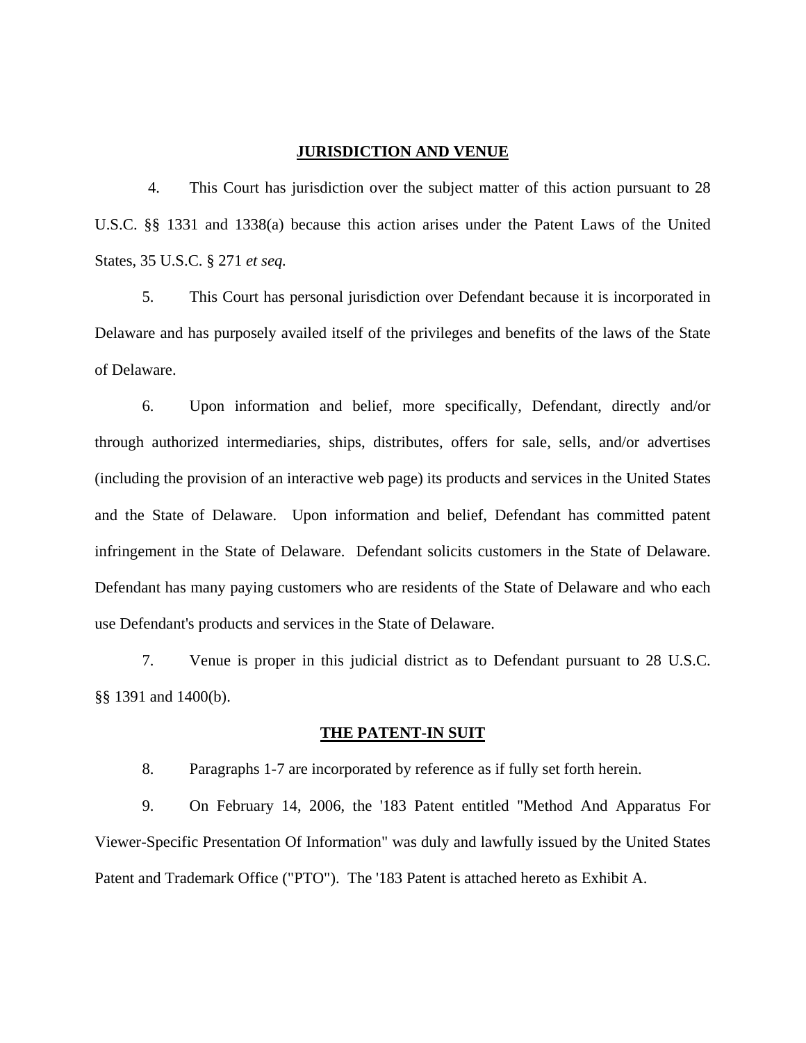## JURISDICTION AND VENUE

4. This Court has jurisdiction over the subject matter of this action pursuant to 28 U.S.C. §§ 1331 and 1338(a) because this action arises under the Patent Laws of the United States, 35 U.S.C. § 271 *et seq.*

5. This Court has personal jurisdiction over Defendant because it is incorporated in Delaware and has purposely availed itself of the privileges and benefits of the laws of the State of Delaware.

6. Upon information and belief, more specifically, Defendant, directly and/or through authorized intermediaries, ships, distributes, offers for sale, sells, and/or advertises (including the provision of an interactive web page) its products and services in the United States and the State of Delaware. Upon information and belief, Defendant has committed patent infringement in the State of Delaware. Defendant solicits customers in the State of Delaware. Defendant has many paying customers who are residents of the State of Delaware and who each use Defendant's products and services in the State of Delaware.

7. Venue is proper in this judicial district as to Defendant pursuant to 28 U.S.C. §§ 1391 and 1400(b).

## THE PATENT-IN SUIT

8. Paragraphs 1-7 are incorporated by reference as if fully set forth herein.

9. On February 14, 2006, the '183 Patent entitled "Method And Apparatus For Viewer-Specific Presentation Of Information" was duly and lawfully issued by the United States Patent and Trademark Office ("PTO"). The '183 Patent is attached hereto as Exhibit A.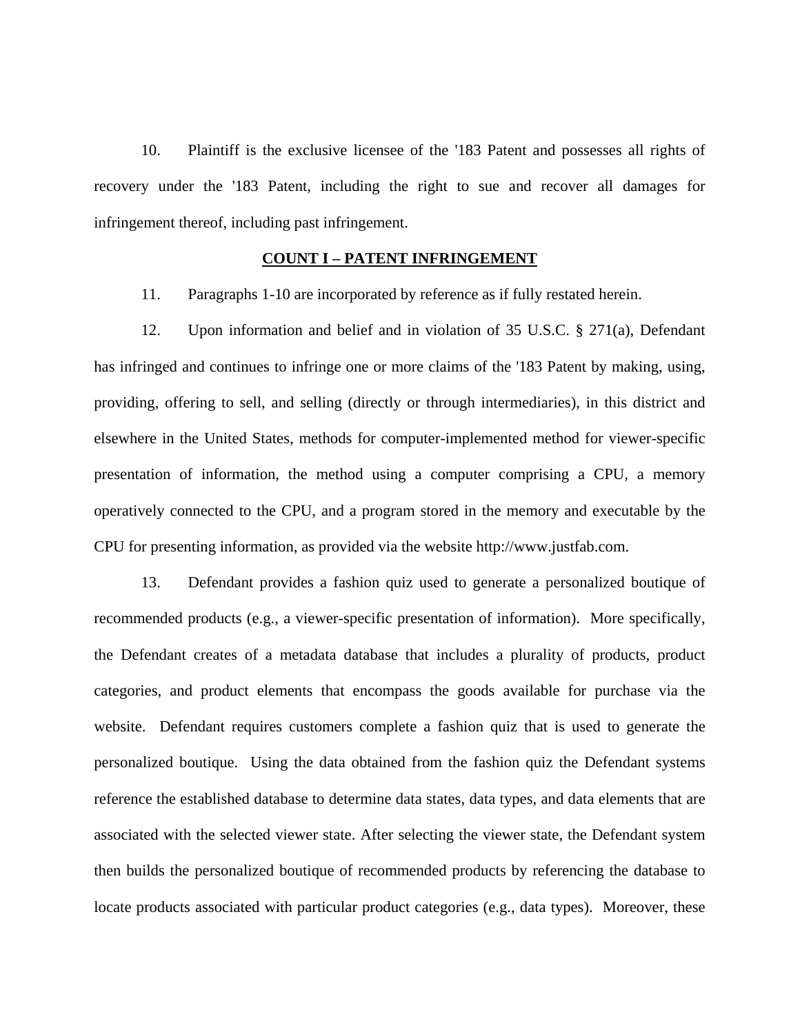10. Plaintiff is the exclusive licensee of the '183 Patent and possesses all rights of recovery under the '183 Patent, including the right to sue and recover all damages for infringement thereof, including past infringement.

**COUNT I – PATENT INFRINGEMENT**

11. Paragraphs 1-10 are incorporated by reference as if fully restated herein.

12. Upon information and belief and in violation of 35 U.S.C. § 271(a), Defendant has infringed and continues to infringe one or more claims of the '183 Patent by making, using, providing, offering to sell, and selling (directly or through intermediaries), in this district and elsewhere in the United States, methods for computer-implemented method for viewer-specific presentation of information, the method using a computer comprising a CPU, a memory operatively connected to the CPU, and a program stored in the memory and executable by the CPU for presenting information, as provided via the website http://www.justfab.com.

13. Defendant provides a fashion quiz used to generate a personalized boutique of recommended products (e.g., a viewer-specific presentation of information). More specifically, the Defendant creates of a metadata database that includes a plurality of products, product categories, and product elements that encompass the goods available for purchase via the website. Defendant requires customers complete a fashion quiz that is used to generate the personalized boutique. Using the data obtained from the fashion quiz the Defendant systems reference the established database to determine data states, data types, and data elements that are associated with the selected viewer state. After selecting the viewer state, the Defendant system then builds the personalized boutique of recommended products by referencing the database to locate products associated with particular product categories (e.g., data types). Moreover, these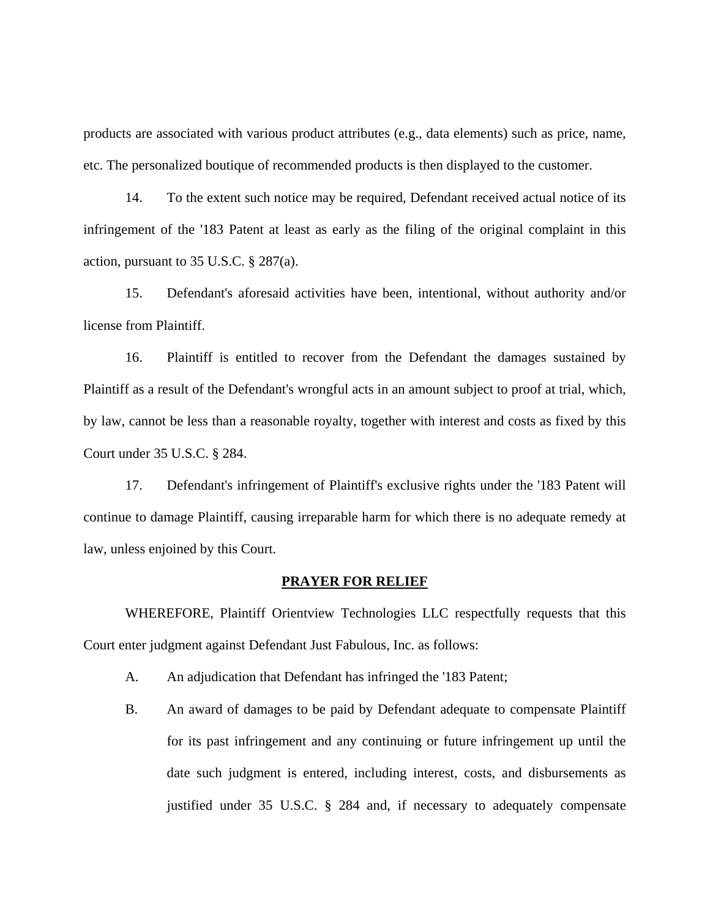products are associated with various product attributes (e.g., data elements) such as price, name, etc. The personalized boutique of recommended products is then displayed to the customer.

14. To the extent such notice may be required, Defendant received actual notice of its infringement of the '183 Patent at least as early as the filing of the original complaint in this action, pursuant to 35 U.S.C. § 287(a).

15. Defendant's aforesaid activities have been, intentional, without authority and/or license from Plaintiff.

16. Plaintiff is entitled to recover from the Defendant the damages sustained by Plaintiff as a result of the Defendant's wrongful acts in an amount subject to proof at trial, which, by law, cannot be less than a reasonable royalty, together with interest and costs as fixed by this Court under 35 U.S.C. § 284.

17. Defendant's infringement of Plaintiff's exclusive rights under the '183 Patent will continue to damage Plaintiff, causing irreparable harm for which there is no adequate remedy at law, unless enjoined by this Court.

**PRAYER FOR RELIEF**

WHEREFORE, Plaintiff Orientview Technologies LLC respectfully requests that this Court enter judgment against Defendant Just Fabulous, Inc. as follows:

A. An adjudication that Defendant has infringed the '183 Patent;

B. An award of damages to be paid by Defendant adequate to compensate Plaintiff for its past infringement and any continuing or future infringement up until the date such judgment is entered, including interest, costs, and disbursements as justified under 35 U.S.C. § 284 and, if necessary to adequately compensate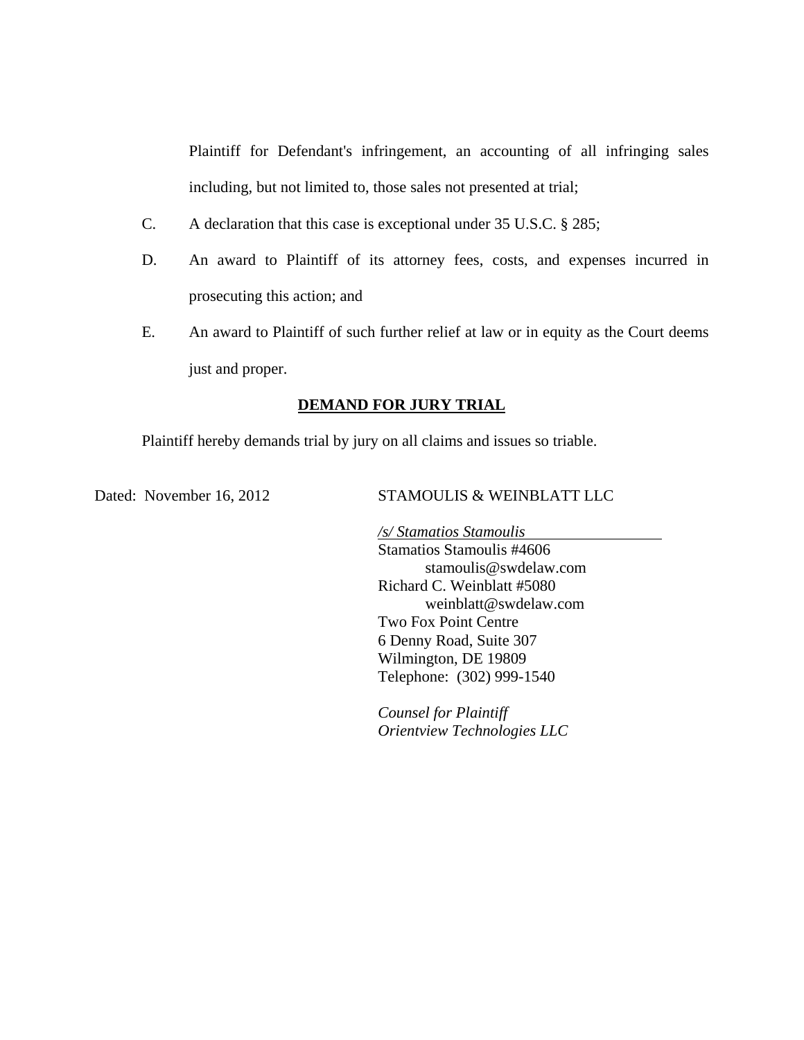Plaintiff for Defendant's infringement, an accounting of all infringing sales including, but not limited to, those sales not presented at trial;

C. A declaration that this case is exceptional under 35 U.S.C. § 285;

D. An award to Plaintiff of its attorney fees, costs, and expenses incurred in prosecuting this action; and

E. An award to Plaintiff of such further relief at law or in equity as the Court deems just and proper.

**DEMAND FOR JURY TRIAL**

Plaintiff hereby demands trial by jury on all claims and issues so triable.

Dated: November 16, 2012

STAMOULIS & WEINBLATT LLC

*/s/ Stamatios Stamoulis*
Stamatios Stamoulis #4606
stamoulis@swdelaw.com
Richard C. Weinblatt #5080
weinblatt@swdelaw.com
Two Fox Point Centre
6 Denny Road, Suite 307
Wilmington, DE 19809
Telephone: (302) 999-1540

*Counsel for Plaintiff*
*Orientview Technologies LLC*